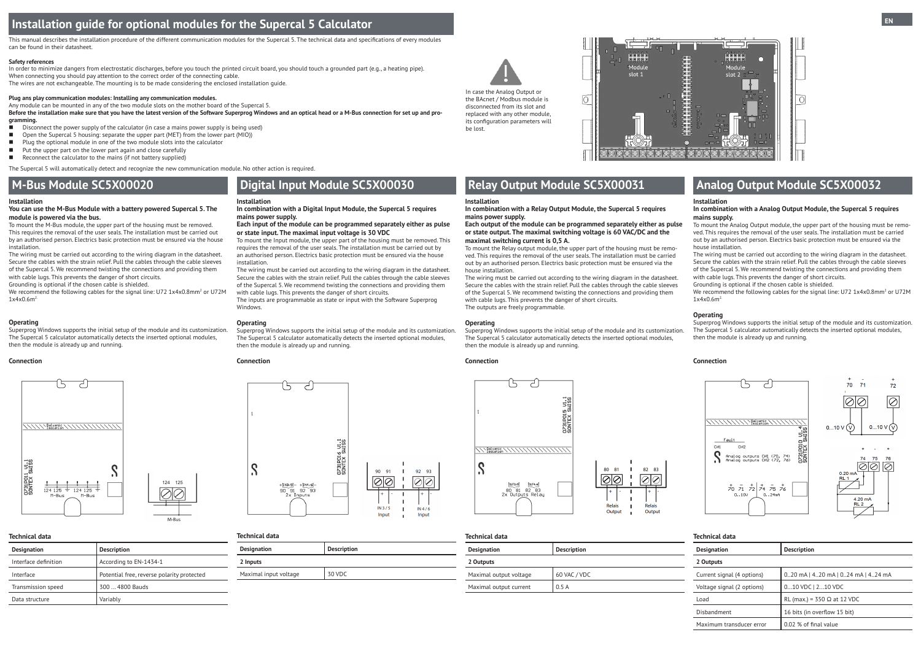# Installation guide for optional modules for the Supercal 5 Calculator

This manual describes the installation procedure of the different communication modules for the Supercal 5. The technical data and specifications of every modules can be found in their datasheet.

**Safety references**

In order to minimize dangers from electrostatic discharges, before you touch the printed circuit board, you should touch a grounded part (e.g., a heating pipe).
When connecting you should pay attention to the correct order of the connecting cable.
The wires are not exchangeable. The mounting is to be made considering the enclosed installation guide.

**Plug ans play communication modules: Installing any communication modules.**

Any module can be mounted in any of the two module slots on the mother board of the Supercal 5.

**Before the installation make sure that you have the latest version of the Software Superprog Windows and an optical head or a M-Bus connection for set up and programming.**

- Disconnect the power supply of the calculator (in case a mains power supply is being used)
- Open the Supercal 5 housing: separate the upper part (MET) from the lower part (MIO))
- Plug the optional module in one of the two module slots into the calculator
- Put the upper part on the lower part again and close carefully
- Reconnect the calculator to the mains (if not battery supplied)

The Supercal 5 will automatically detect and recognize the new communication module. No other action is required.

In case the Analog Output or the BAcnet / Modbus module is disconnected from its slot and replaced with any other module, its configuration parameters will be lost.

Module slot 1

Module slot 2

## M-Bus Module SC5X00020

### Installation

**You can use the M-Bus Module with a battery powered Supercal 5. The module is powered via the bus.**

To mount the M-Bus module, the upper part of the housing must be removed. This requires the removal of the user seals. The installation must be carried out by an authorised person. Electrics basic protection must be ensured via the house installation.

The wiring must be carried out according to the wiring diagram in the datasheet. Secure the cables with the strain relief. Pull the cables through the cable sleeves of the Supercal 5. We recommend twisting the connections and providing them with cable lugs. This prevents the danger of short circuits.

Grounding is optional if the chosen cable is shielded.

We recommend the following cables for the signal line: U72 1x4x0.8mm² or U72M 1x4x0.6m².

### Operating

Superprog Windows supports the initial setup of the module and its customization. The Supercal 5 calculator automatically detects the inserted optional modules, then the module is already up and running.

### Connection

Galvanic isolation

O731P011 V1.1 SONTEX SWISS

124 125 M-Bus 124 125 M-Bus

124 125

M-Bus

### Technical data

| Designation | Description |
|---|---|
| Interface definition | According to EN-1434-1 |
| Interface | Potential free, reverse polarity protected |
| Transmission speed | 300 ... 4800 Bauds |
| Data structure | Variably |

## Digital Input Module SC5X00030

### Installation

**In combination with a Digital Input Module, the Supercal 5 requires mains power supply.**

**Each input of the module can be programmed separately either as pulse or state input. The maximal input voltage is 30 VDC**

To mount the Input module, the upper part of the housing must be removed. This requires the removal of the user seals. The installation must be carried out by an authorised person. Electrics basic protection must be ensured via the house installation.

The wiring must be carried out according to the wiring diagram in the datasheet. Secure the cables with the strain relief. Pull the cables through the cable sleeves of the Supercal 5. We recommend twisting the connections and providing them with cable lugs. This prevents the danger of short circuits.

The inputs are programmable as state or input with the Software Superprog Windows.

### Operating

Superprog Windows supports the initial setup of the module and its customization. The Supercal 5 calculator automatically detects the inserted optional modules, then the module is already up and running.

### Connection

O731P016 V1.1 SONTEX SWISS

90 91 92 93 2x Inputs

90 91 | 92 93

IN 3 / 5 Input | IN 4 / 6 Input

### Technical data

| Designation | Description |
|---|---|
| **2 Inputs** | |
| Maximal input voltage | 30 VDC |

## Relay Output Module SC5X00031

### Installation

**In combination with a Relay Output Module, the Supercal 5 requires mains power supply.**

**Each output of the module can be programmed separately either as pulse or state output. The maximal switching voltage is 60 VAC/DC and the maximal switching current is 0,5 A.**

To mount the Relay output module, the upper part of the housing must be removed. This requires the removal of the user seals. The installation must be carried out by an authorised person. Electrics basic protection must be ensured via the house installation.

The wiring must be carried out according to the wiring diagram in the datasheet. Secure the cables with the strain relief. Pull the cables through the cable sleeves of the Supercal 5. We recommend twisting the connections and providing them with cable lugs. This prevents the danger of short circuits.

The outputs are freely programmable.

### Operating

Superprog Windows supports the initial setup of the module and its customization. The Supercal 5 calculator automatically detects the inserted optional modules, then the module is already up and running.

### Connection

O731P015 V1.1 SONTEX SWISS

Galvanic isolation

80 81 82 83 2x Outputs Relay

80 81 | 82 83

Relais Output | Relais Output

### Technical data

| Designation | Description |
|---|---|
| **2 Outputs** | |
| Maximal output voltage | 60 VAC / VDC |
| Maximal output current | 0.5 A |

## Analog Output Module SC5X00032

### Installation

**In combination with a Analog Output Module, the Supercal 5 requires mains supply.**

To mount the Analog Output module, the upper part of the housing must be removed. This requires the removal of the user seals. The installation must be carried out by an authorised person. Electrics basic protection must be ensured via the house installation.

The wiring must be carried out according to the wiring diagram in the datasheet. Secure the cables with the strain relief. Pull the cables through the cable sleeves of the Supercal 5. We recommend twisting the connections and providing them with cable lugs. This prevents the danger of short circuits.

Grounding is optional if the chosen cable is shielded.

We recommend the following cables for the signal line: U72 1x4x0.8mm² or U72M 1x4x0.6m²

### Operating

Superprog Windows supports the initial setup of the module and its customization. The Supercal 5 calculator automatically detects the inserted optional modules, then the module is already up and running.

### Connection

Galvanic isolation

Fault CH1 CH2

Analog outputs CH1 (70, 74)
Analog outputs CH2 (72, 76)

70 71 72 0..10V | 74 75 76 0..24mA

O731P010 V1.4 SONTEX SWISS

70 71 72

0...10 V | 0...10 V

74 75 76

0.20 mA RL 1

4.20 mA RL 2

### Technical data

| Designation | Description |
|---|---|
| **2 Outputs** | |
| Current signal (4 options) | 0..20 mA \| 4..20 mA \| 0..24 mA \| 4..24 mA |
| Voltage signal (2 options) | 0…10 VDC \| 2…10 VDC |
| Load | RL (max.) = 350 Ω at 12 VDC |
| Disbandment | 16 bits (in overflow 15 bit) |
| Maximum transducer error | 0.02 % of final value |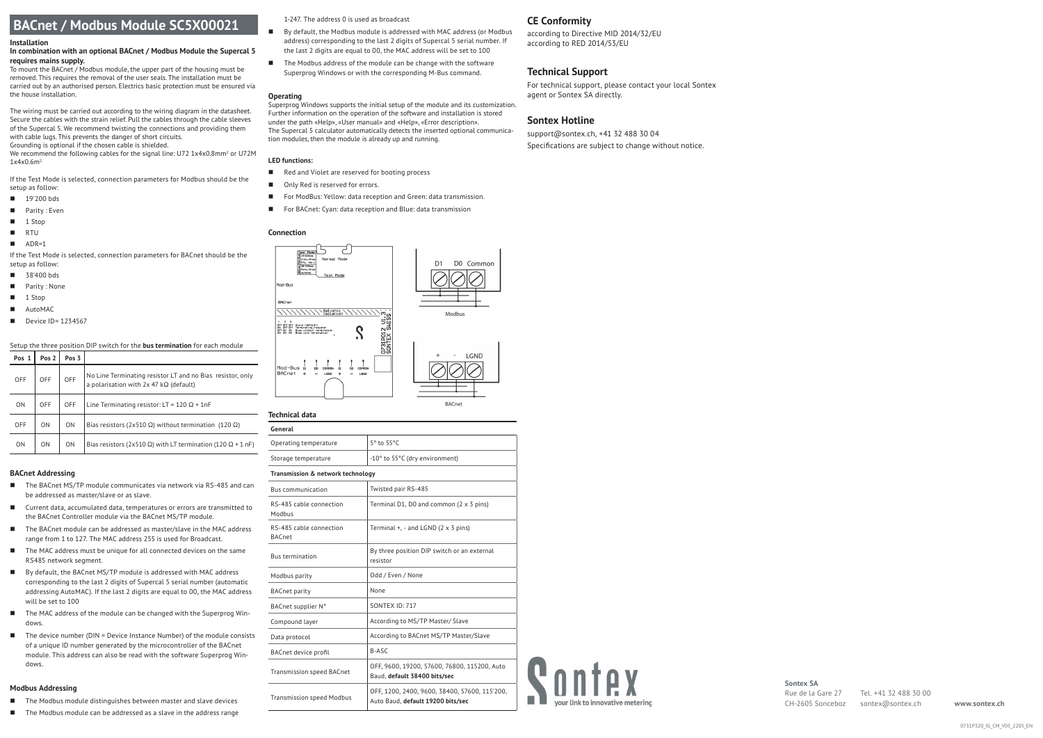# BACnet / Modbus Module SC5X00021

### Installation

**In combination with an optional BACnet / Modbus Module the Supercal 5 requires mains supply.**

To mount the BACnet / Modbus module, the upper part of the housing must be removed. This requires the removal of the user seals. The installation must be carried out by an authorised person. Electrics basic protection must be ensured via the house installation.

The wiring must be carried out according to the wiring diagram in the datasheet. Secure the cables with the strain relief. Pull the cables through the cable sleeves of the Supercal 5. We recommend twisting the connections and providing them with cable lugs. This prevents the danger of short circuits.
Grounding is optional if the chosen cable is shielded.
We recommend the following cables for the signal line: U72 1x4x0.8mm² or U72M 1x4x0.6m².

If the Test Mode is selected, connection parameters for Modbus should be the setup as follow:

- 19'200 bds
- Parity : Even
- 1 Stop
- RTU
- ADR=1

If the Test Mode is selected, connection parameters for BACnet should be the setup as follow:

- 38'400 bds
- Parity : None
- 1 Stop
- AutoMAC
- Device ID= 1234567

Setup the three position DIP switch for the **bus termination** for each module

| Pos 1 | Pos 2 | Pos 3 | |
|---|---|---|---|
| OFF | OFF | OFF | No Line Terminating resistor LT and no Bias resistor, only a polarisation with 2x 47 kΩ (default) |
| ON | OFF | OFF | Line Terminating resistor: LT = 120 Ω + 1nF |
| OFF | ON | ON | Bias resistors (2x510 Ω) without termination (120 Ω) |
| ON | ON | ON | Bias resistors (2x510 Ω) with LT termination (120 Ω + 1 nF) |

### BACnet Addressing

- The BACnet MS/TP module communicates via network via RS-485 and can be addressed as master/slave or as slave.
- Current data, accumulated data, temperatures or errors are transmitted to the BACnet Controller module via the BACnet MS/TP module.
- The BACnet module can be addressed as master/slave in the MAC address range from 1 to 127. The MAC address 255 is used for Broadcast.
- The MAC address must be unique for all connected devices on the same RS485 network segment.
- By default, the BACnet MS/TP module is addressed with MAC address corresponding to the last 2 digits of Supercal 5 serial number (automatic addressing AutoMAC). If the last 2 digits are equal to 00, the MAC address will be set to 100
- The MAC address of the module can be changed with the Superprog Windows.
- The device number (DIN = Device Instance Number) of the module consists of a unique ID number generated by the microcontroller of the BACnet module. This address can also be read with the software Superprog Windows.

### Modbus Addressing

- The Modbus module distinguishes between master and slave devices
- The Modbus module can be addressed as a slave in the address range 1-247. The address 0 is used as broadcast
- By default, the Modbus module is addressed with MAC address (or Modbus address) corresponding to the last 2 digits of Supercal 5 serial number. If the last 2 digits are equal to 00, the MAC address will be set to 100
- The Modbus address of the module can be change with the software Superprog Windows or with the corresponding M-Bus command.

### Operating

Superprog Windows supports the initial setup of the module and its customization. Further information on the operation of the software and installation is stored under the path «Help», «User manual» and «Help», «Error description».
The Supercal 5 calculator automatically detects the inserted optional communication modules, then the module is already up and running.

### LED functions:

- Red and Violet are reserved for booting process
- Only Red is reserved for errors.
- For ModBus: Yellow: data reception and Green: data transmission.
- For BACnet: Cyan: data reception and Blue: data transmission

### Connection

Test Mode
Normal Mode
Test Mode
Mod-Bus
BACnet
Galvanic Isolation
1 2 3
OFF OFF OFF Slave (default)
ON OFF OFF Terminating resistor
OFF ON ON Bias without termination
ON ON ON Bias with termination
0731P012 V1.3 SONTEX SWISS
Mod-Bus D1 D0 COMMON D1 D0 COMMON
BACnet + - LGND + - LGND

D1 D0 Common
Modbus

+ - LGND
BACnet

### Technical data

| General | |
|---|---|
| Operating temperature | 5° to 55°C |
| Storage temperature | -10° to 55°C (dry environment) |
| **Transmission & network technology** | |
| Bus communication | Twisted pair RS-485 |
| RS-485 cable connection Modbus | Terminal D1, D0 and common (2 x 3 pins) |
| RS-485 cable connection BACnet | Terminal +, - and LGND (2 x 3 pins) |
| Bus termination | By three position DIP switch or an external resistor |
| Modbus parity | Odd / Even / None |
| BACnet parity | None |
| BACnet supplier N° | SONTEX ID: 717 |
| Compound layer | According to MS/TP Master/ Slave |
| Data protocol | According to BACnet MS/TP Master/Slave |
| BACnet device profil | B-ASC |
| Transmission speed BACnet | OFF, 9600, 19200, 57600, 76800, 115200, Auto Baud, **default 38400 bits/sec** |
| Transmission speed Modbus | OFF, 1200, 2400, 9600, 38400, 57600, 115'200, Auto Baud, **default 19200 bits/sec** |

## CE Conformity

according to Directive MID 2014/32/EU
according to RED 2014/53/EU

## Technical Support

For technical support, please contact your local Sontex agent or Sontex SA directly.

## Sontex Hotline

support@sontex.ch, +41 32 488 30 04
Specifications are subject to change without notice.

Sontex
your link to innovative metering

**Sontex SA**
Rue de la Gare 27
CH-2605 Sonceboz

Tel. +41 32 488 30 00
sontex@sontex.ch

**www.sontex.ch**

0731P320_IG_CM_V05_2205_EN